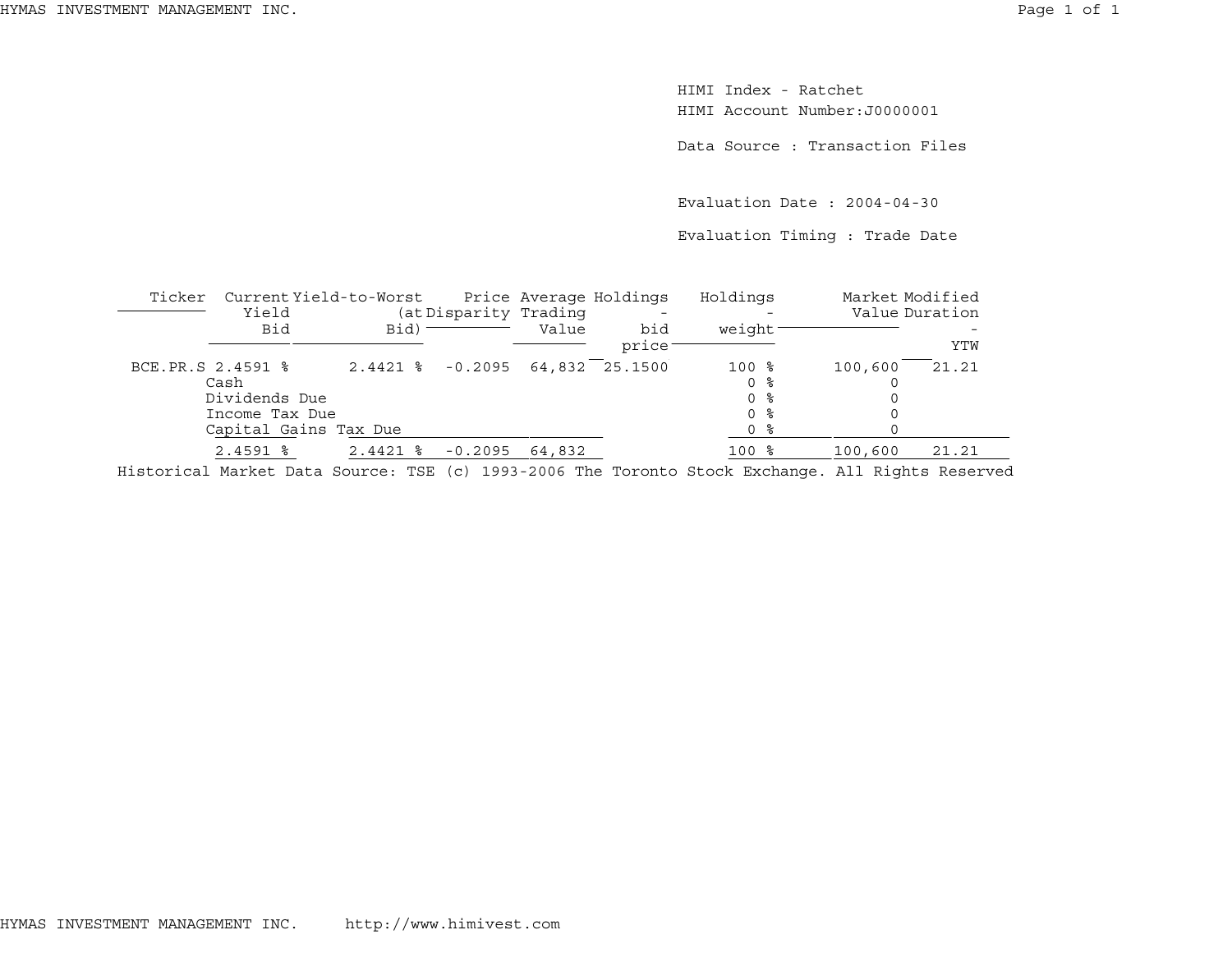HIMI Index - Ratchet

HIMI Account Number:J0000001

Data Source : Transaction Files

Evaluation Date : 2004-04-30

Evaluation Timing : Trade Date

| Ticker | Current Yield Bid | Yield-to-Worst (at Bid) | Price Disparity | Average Trading Value | Holdings - bid price | Holdings - weight | Market Value | Modified Duration - YTW |
|---|---|---|---|---|---|---|---|---|
| BCE.PR.S | 2.4591 % | 2.4421 % | -0.2095 | 64,832 | 25.1500 | 100 % | 100,600 | 21.21 |
| Cash | | | | | | 0 % | 0 | |
| Dividends Due | | | | | | 0 % | 0 | |
| Income Tax Due | | | | | | 0 % | 0 | |
| Capital Gains Tax Due | | | | | | 0 % | 0 | |
| | 2.4591 % | 2.4421 % | -0.2095 | 64,832 | | 100 % | 100,600 | 21.21 |

Historical Market Data Source: TSE (c) 1993-2006 The Toronto Stock Exchange. All Rights Reserved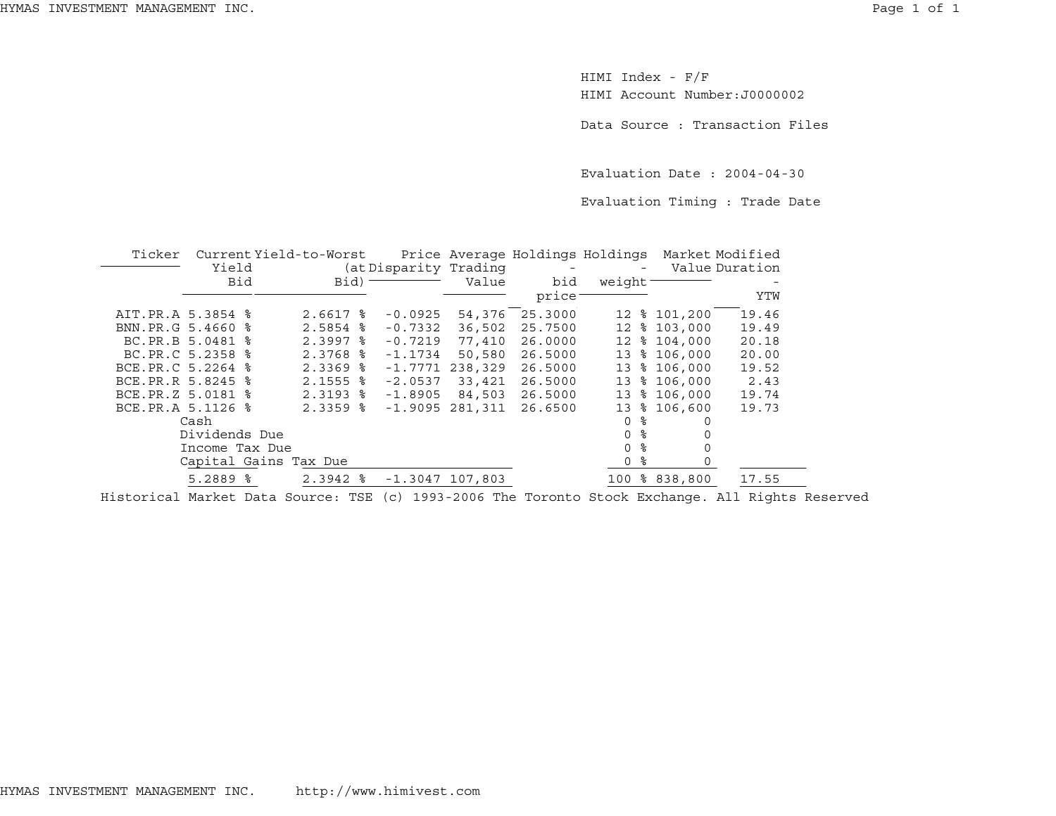HIMI Index - F/F
HIMI Account Number:J0000002

Data Source : Transaction Files

Evaluation Date : 2004-04-30

Evaluation Timing : Trade Date

| Ticker | Current Yield Bid | Yield-to-Worst (at Bid) | Price Disparity | Average Trading Value | Holdings - bid price | Holdings - weight | Market Value | Modified Duration - YTW |
|---|---|---|---|---|---|---|---|---|
| AIT.PR.A | 5.3854 % | 2.6617 % | -0.0925 | 54,376 | 25.3000 | 12 % | 101,200 | 19.46 |
| BNN.PR.G | 5.4660 % | 2.5854 % | -0.7332 | 36,502 | 25.7500 | 12 % | 103,000 | 19.49 |
| BC.PR.B | 5.0481 % | 2.3997 % | -0.7219 | 77,410 | 26.0000 | 12 % | 104,000 | 20.18 |
| BC.PR.C | 5.2358 % | 2.3768 % | -1.1734 | 50,580 | 26.5000 | 13 % | 106,000 | 20.00 |
| BCE.PR.C | 5.2264 % | 2.3369 % | -1.7771 | 238,329 | 26.5000 | 13 % | 106,000 | 19.52 |
| BCE.PR.R | 5.8245 % | 2.1555 % | -2.0537 | 33,421 | 26.5000 | 13 % | 106,000 | 2.43 |
| BCE.PR.Z | 5.0181 % | 2.3193 % | -1.8905 | 84,503 | 26.5000 | 13 % | 106,000 | 19.74 |
| BCE.PR.A | 5.1126 % | 2.3359 % | -1.9095 | 281,311 | 26.6500 | 13 % | 106,600 | 19.73 |
| Cash | | | | | | 0 % | 0 | |
| Dividends Due | | | | | | 0 % | 0 | |
| Income Tax Due | | | | | | 0 % | 0 | |
| Capital Gains Tax Due | | | | | | 0 % | 0 | |
| | 5.2889 % | 2.3942 % | -1.3047 | 107,803 | | 100 % | 838,800 | 17.55 |

Historical Market Data Source: TSE (c) 1993-2006 The Toronto Stock Exchange. All Rights Reserved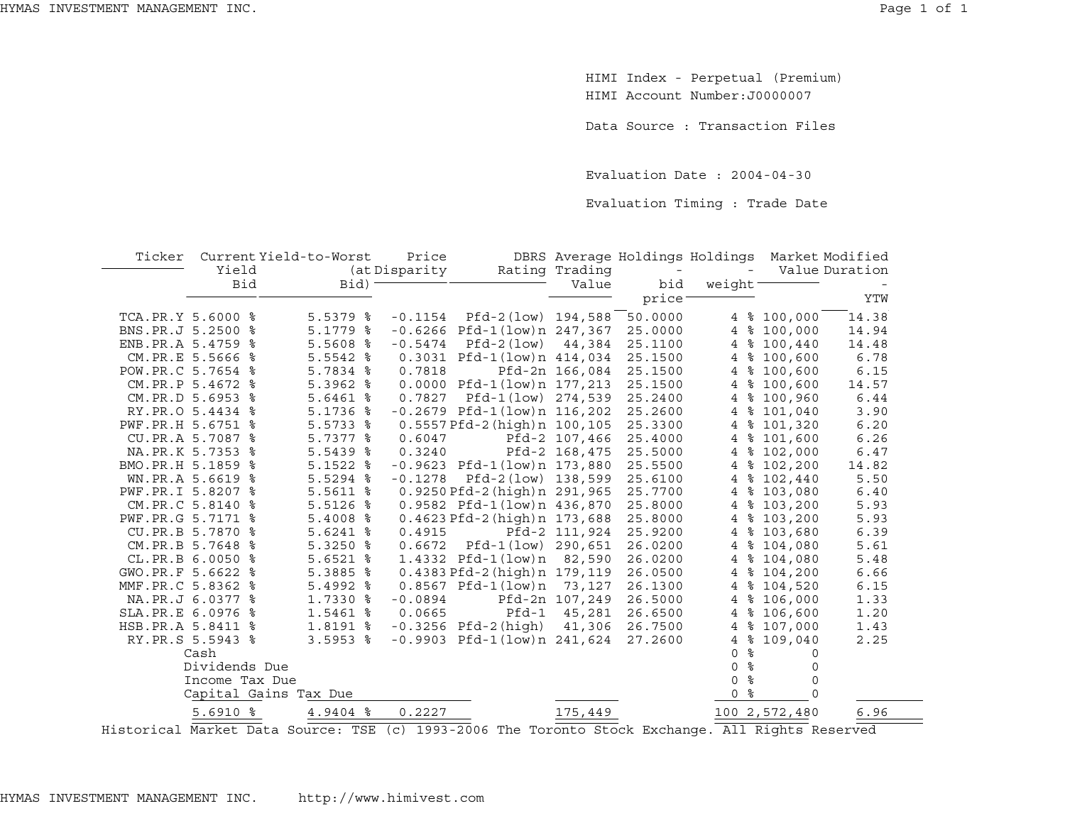HIMI Index - Perpetual (Premium)

HIMI Account Number:J0000007

Data Source : Transaction Files

Evaluation Date : 2004-04-30

Evaluation Timing : Trade Date

| Ticker | Current Yield Bid | Yield-to-Worst (at Bid) | Price Disparity | DBRS Rating | Average Trading Value | Holdings - bid price | Holdings - weight | Market Value | Modified Duration - YTW |
|---|---|---|---|---|---|---|---|---|---|
| TCA.PR.Y | 5.6000 % | 5.5379 % | -0.1154 | Pfd-2(low) | 194,588 | 50.0000 | 4 % | 100,000 | 14.38 |
| BNS.PR.J | 5.2500 % | 5.1779 % | -0.6266 | Pfd-1(low)n | 247,367 | 25.0000 | 4 % | 100,000 | 14.94 |
| ENB.PR.A | 5.4759 % | 5.5608 % | -0.5474 | Pfd-2(low) | 44,384 | 25.1100 | 4 % | 100,440 | 14.48 |
| CM.PR.E | 5.5666 % | 5.5542 % | 0.3031 | Pfd-1(low)n | 414,034 | 25.1500 | 4 % | 100,600 | 6.78 |
| POW.PR.C | 5.7654 % | 5.7834 % | 0.7818 | Pfd-2n | 166,084 | 25.1500 | 4 % | 100,600 | 6.15 |
| CM.PR.P | 5.4672 % | 5.3962 % | 0.0000 | Pfd-1(low)n | 177,213 | 25.1500 | 4 % | 100,600 | 14.57 |
| CM.PR.D | 5.6953 % | 5.6461 % | 0.7827 | Pfd-1(low) | 274,539 | 25.2400 | 4 % | 100,960 | 6.44 |
| RY.PR.O | 5.4434 % | 5.1736 % | -0.2679 | Pfd-1(low)n | 116,202 | 25.2600 | 4 % | 101,040 | 3.90 |
| PWF.PR.H | 5.6751 % | 5.5733 % | 0.5557 | Pfd-2(high)n | 100,105 | 25.3300 | 4 % | 101,320 | 6.20 |
| CU.PR.A | 5.7087 % | 5.7377 % | 0.6047 | Pfd-2 | 107,466 | 25.4000 | 4 % | 101,600 | 6.26 |
| NA.PR.K | 5.7353 % | 5.5439 % | 0.3240 | Pfd-2 | 168,475 | 25.5000 | 4 % | 102,000 | 6.47 |
| BMO.PR.H | 5.1859 % | 5.1522 % | -0.9623 | Pfd-1(low)n | 173,880 | 25.5500 | 4 % | 102,200 | 14.82 |
| WN.PR.A | 5.6619 % | 5.5294 % | -0.1278 | Pfd-2(low) | 138,599 | 25.6100 | 4 % | 102,440 | 5.50 |
| PWF.PR.I | 5.8207 % | 5.5611 % | 0.9250 | Pfd-2(high)n | 291,965 | 25.7700 | 4 % | 103,080 | 6.40 |
| CM.PR.C | 5.8140 % | 5.5126 % | 0.9582 | Pfd-1(low)n | 436,870 | 25.8000 | 4 % | 103,200 | 5.93 |
| PWF.PR.G | 5.7171 % | 5.4008 % | 0.4623 | Pfd-2(high)n | 173,688 | 25.8000 | 4 % | 103,200 | 5.93 |
| CU.PR.B | 5.7870 % | 5.6241 % | 0.4915 | Pfd-2 | 111,924 | 25.9200 | 4 % | 103,680 | 6.39 |
| CM.PR.B | 5.7648 % | 5.3250 % | 0.6672 | Pfd-1(low) | 290,651 | 26.0200 | 4 % | 104,080 | 5.61 |
| CL.PR.B | 6.0050 % | 5.6521 % | 1.4332 | Pfd-1(low)n | 82,590 | 26.0200 | 4 % | 104,080 | 5.48 |
| GWO.PR.F | 5.6622 % | 5.3885 % | 0.4383 | Pfd-2(high)n | 179,119 | 26.0500 | 4 % | 104,200 | 6.66 |
| MMF.PR.C | 5.8362 % | 5.4992 % | 0.8567 | Pfd-1(low)n | 73,127 | 26.1300 | 4 % | 104,520 | 6.15 |
| NA.PR.J | 6.0377 % | 1.7330 % | -0.0894 | Pfd-2n | 107,249 | 26.5000 | 4 % | 106,000 | 1.33 |
| SLA.PR.E | 6.0976 % | 1.5461 % | 0.0665 | Pfd-1 | 45,281 | 26.6500 | 4 % | 106,600 | 1.20 |
| HSB.PR.A | 5.8411 % | 1.8191 % | -0.3256 | Pfd-2(high) | 41,306 | 26.7500 | 4 % | 107,000 | 1.43 |
| RY.PR.S | 5.5943 % | 3.5953 % | -0.9903 | Pfd-1(low)n | 241,624 | 27.2600 | 4 % | 109,040 | 2.25 |
| | Cash | | | | | | 0 % | 0 | |
| | Dividends Due | | | | | | 0 % | 0 | |
| | Income Tax Due | | | | | | 0 % | 0 | |
| | Capital Gains Tax Due | | | | | | 0 % | 0 | |
| | 5.6910 % | 4.9404 % | 0.2227 | | 175,449 | | 100 | 2,572,480 | 6.96 |

Historical Market Data Source: TSE (c) 1993-2006 The Toronto Stock Exchange. All Rights Reserved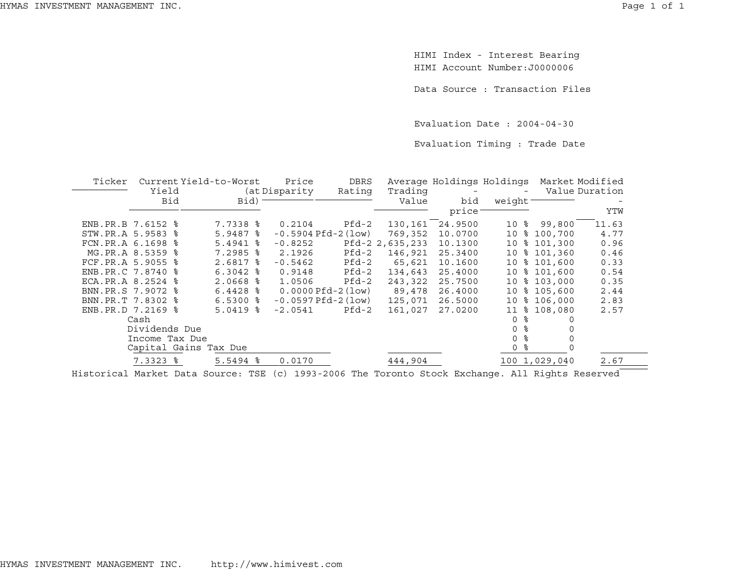HIMI Index - Interest Bearing
HIMI Account Number:J0000006

Data Source : Transaction Files

Evaluation Date : 2004-04-30

Evaluation Timing : Trade Date

| Ticker | Current Yield Bid | Yield-to-Worst (at Bid) | Price Disparity | DBRS Rating | Average Trading Value | Holdings - bid price | Holdings - weight | Market Value | Modified Duration - YTW |
|---|---|---|---|---|---|---|---|---|---|
| ENB.PR.B | 7.6152 % | 7.7338 % | 0.2104 | Pfd-2 | 130,161 | 24.9500 | 10 % | 99,800 | 11.63 |
| STW.PR.A | 5.9583 % | 5.9487 % | -0.5904 | Pfd-2(low) | 769,352 | 10.0700 | 10 % | 100,700 | 4.77 |
| FCN.PR.A | 6.1698 % | 5.4941 % | -0.8252 | Pfd-2 | 2,635,233 | 10.1300 | 10 % | 101,300 | 0.96 |
| MG.PR.A | 8.5359 % | 7.2985 % | 2.1926 | Pfd-2 | 146,921 | 25.3400 | 10 % | 101,360 | 0.46 |
| FCF.PR.A | 5.9055 % | 2.6817 % | -0.5462 | Pfd-2 | 65,621 | 10.1600 | 10 % | 101,600 | 0.33 |
| ENB.PR.C | 7.8740 % | 6.3042 % | 0.9148 | Pfd-2 | 134,643 | 25.4000 | 10 % | 101,600 | 0.54 |
| ECA.PR.A | 8.2524 % | 2.0668 % | 1.0506 | Pfd-2 | 243,322 | 25.7500 | 10 % | 103,000 | 0.35 |
| BNN.PR.S | 7.9072 % | 6.4428 % | 0.0000 | Pfd-2(low) | 89,478 | 26.4000 | 10 % | 105,600 | 2.44 |
| BNN.PR.T | 7.8302 % | 6.5300 % | -0.0597 | Pfd-2(low) | 125,071 | 26.5000 | 10 % | 106,000 | 2.83 |
| ENB.PR.D | 7.2169 % | 5.0419 % | -2.0541 | Pfd-2 | 161,027 | 27.0200 | 11 % | 108,080 | 2.57 |
| Cash | | | | | | | 0 % | 0 | |
| Dividends Due | | | | | | | 0 % | 0 | |
| Income Tax Due | | | | | | | 0 % | 0 | |
| Capital Gains Tax Due | | | | | | | 0 % | 0 | |
| | 7.3323 % | 5.5494 % | 0.0170 | | 444,904 | | 100 | 1,029,040 | 2.67 |

Historical Market Data Source: TSE (c) 1993-2006 The Toronto Stock Exchange. All Rights Reserved

HYMAS INVESTMENT MANAGEMENT INC. http://www.himivest.com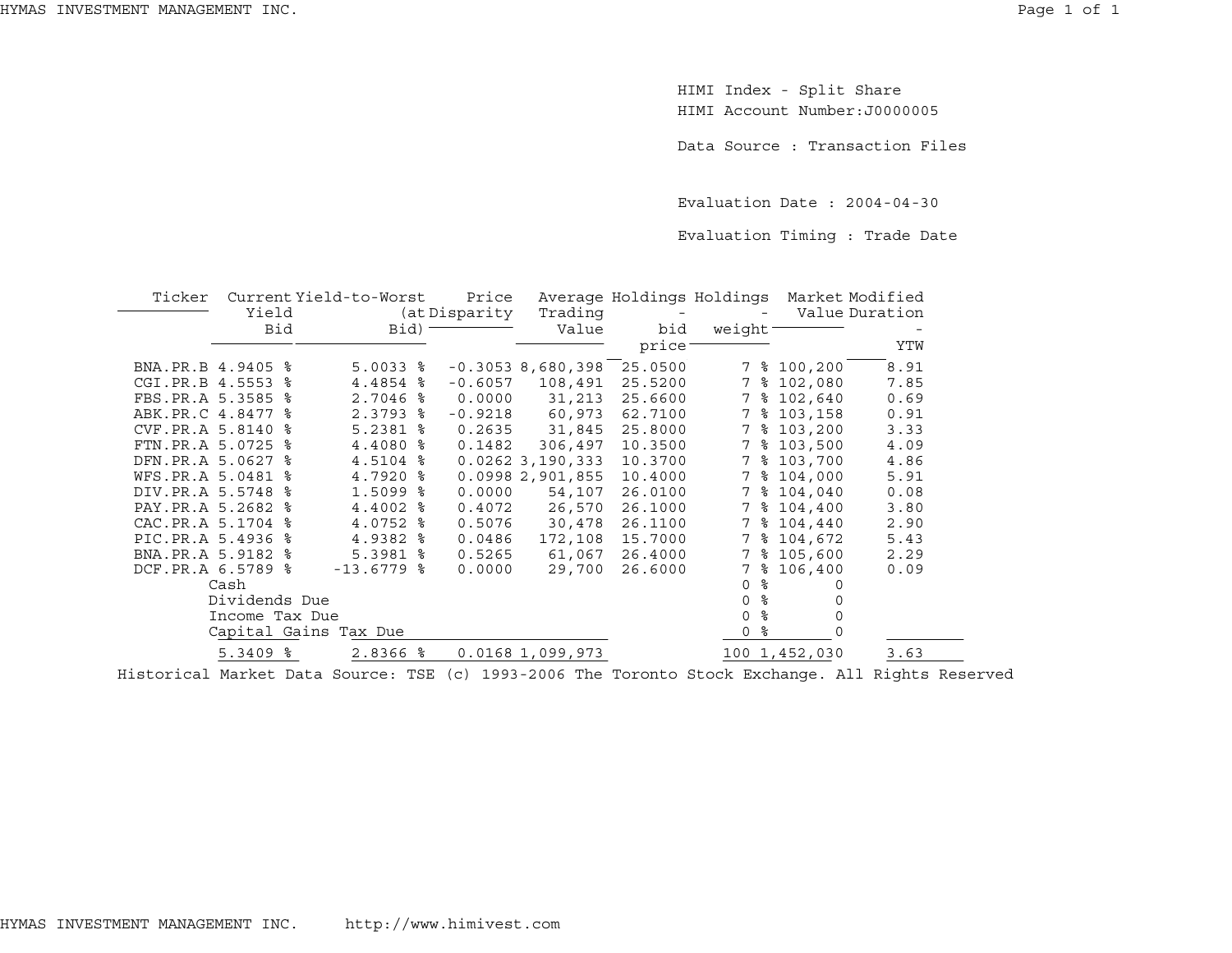HIMI Index - Split Share
HIMI Account Number:J0000005

Data Source : Transaction Files

Evaluation Date : 2004-04-30

Evaluation Timing : Trade Date

| Ticker | Current Yield Bid | Yield-to-Worst (at Bid) | Price Disparity | Average Trading Value | Holdings - bid price | Holdings - weight | Market Value | Modified Duration - YTW |
|---|---|---|---|---|---|---|---|---|
| BNA.PR.B | 4.9405 % | 5.0033 % | -0.3053 | 8,680,398 | 25.0500 | 7 % | 100,200 | 8.91 |
| CGI.PR.B | 4.5553 % | 4.4854 % | -0.6057 | 108,491 | 25.5200 | 7 % | 102,080 | 7.85 |
| FBS.PR.A | 5.3585 % | 2.7046 % | 0.0000 | 31,213 | 25.6600 | 7 % | 102,640 | 0.69 |
| ABK.PR.C | 4.8477 % | 2.3793 % | -0.9218 | 60,973 | 62.7100 | 7 % | 103,158 | 0.91 |
| CVF.PR.A | 5.8140 % | 5.2381 % | 0.2635 | 31,845 | 25.8000 | 7 % | 103,200 | 3.33 |
| FTN.PR.A | 5.0725 % | 4.4080 % | 0.1482 | 306,497 | 10.3500 | 7 % | 103,500 | 4.09 |
| DFN.PR.A | 5.0627 % | 4.5104 % | 0.0262 | 3,190,333 | 10.3700 | 7 % | 103,700 | 4.86 |
| WFS.PR.A | 5.0481 % | 4.7920 % | 0.0998 | 2,901,855 | 10.4000 | 7 % | 104,000 | 5.91 |
| DIV.PR.A | 5.5748 % | 1.5099 % | 0.0000 | 54,107 | 26.0100 | 7 % | 104,040 | 0.08 |
| PAY.PR.A | 5.2682 % | 4.4002 % | 0.4072 | 26,570 | 26.1000 | 7 % | 104,400 | 3.80 |
| CAC.PR.A | 5.1704 % | 4.0752 % | 0.5076 | 30,478 | 26.1100 | 7 % | 104,440 | 2.90 |
| PIC.PR.A | 5.4936 % | 4.9382 % | 0.0486 | 172,108 | 15.7000 | 7 % | 104,672 | 5.43 |
| BNA.PR.A | 5.9182 % | 5.3981 % | 0.5265 | 61,067 | 26.4000 | 7 % | 105,600 | 2.29 |
| DCF.PR.A | 6.5789 % | -13.6779 % | 0.0000 | 29,700 | 26.6000 | 7 % | 106,400 | 0.09 |
| Cash | | | | | | 0 % | 0 | |
| Dividends Due | | | | | | 0 % | 0 | |
| Income Tax Due | | | | | | 0 % | 0 | |
| Capital Gains Tax Due | | | | | | 0 % | 0 | |
| | 5.3409 % | 2.8366 % | 0.0168 | 1,099,973 | | 100 | 1,452,030 | 3.63 |

Historical Market Data Source: TSE (c) 1993-2006 The Toronto Stock Exchange. All Rights Reserved

HYMAS INVESTMENT MANAGEMENT INC. http://www.himivest.com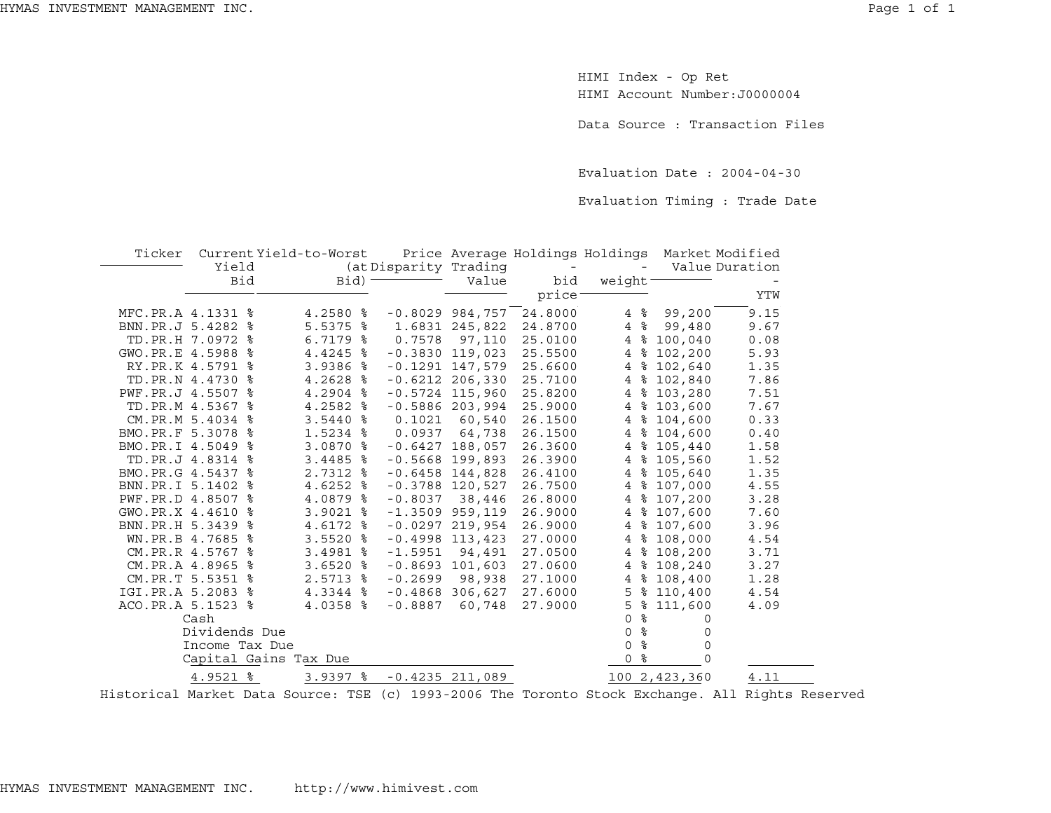HIMI Index - Op Ret
HIMI Account Number:J0000004

Data Source : Transaction Files

Evaluation Date : 2004-04-30

Evaluation Timing : Trade Date

| Ticker | Current Yield Bid | Yield-to-Worst (at Bid) | Price Disparity | Average Trading Value | Holdings - bid price | Holdings - weight | Market Value | Modified Duration - YTW |
|---|---|---|---|---|---|---|---|---|
| MFC.PR.A | 4.1331 % | 4.2580 % | -0.8029 | 984,757 | 24.8000 | 4 % | 99,200 | 9.15 |
| BNN.PR.J | 5.4282 % | 5.5375 % | 1.6831 | 245,822 | 24.8700 | 4 % | 99,480 | 9.67 |
| TD.PR.H | 7.0972 % | 6.7179 % | 0.7578 | 97,110 | 25.0100 | 4 % | 100,040 | 0.08 |
| GWO.PR.E | 4.5988 % | 4.4245 % | -0.3830 | 119,023 | 25.5500 | 4 % | 102,200 | 5.93 |
| RY.PR.K | 4.5791 % | 3.9386 % | -0.1291 | 147,579 | 25.6600 | 4 % | 102,640 | 1.35 |
| TD.PR.N | 4.4730 % | 4.2628 % | -0.6212 | 206,330 | 25.7100 | 4 % | 102,840 | 7.86 |
| PWF.PR.J | 4.5507 % | 4.2904 % | -0.5724 | 115,960 | 25.8200 | 4 % | 103,280 | 7.51 |
| TD.PR.M | 4.5367 % | 4.2582 % | -0.5886 | 203,994 | 25.9000 | 4 % | 103,600 | 7.67 |
| CM.PR.M | 5.4034 % | 3.5440 % | 0.1021 | 60,540 | 26.1500 | 4 % | 104,600 | 0.33 |
| BMO.PR.F | 5.3078 % | 1.5234 % | 0.0937 | 64,738 | 26.1500 | 4 % | 104,600 | 0.40 |
| BMO.PR.I | 4.5049 % | 3.0870 % | -0.6427 | 188,057 | 26.3600 | 4 % | 105,440 | 1.58 |
| TD.PR.J | 4.8314 % | 3.4485 % | -0.5668 | 199,893 | 26.3900 | 4 % | 105,560 | 1.52 |
| BMO.PR.G | 4.5437 % | 2.7312 % | -0.6458 | 144,828 | 26.4100 | 4 % | 105,640 | 1.35 |
| BNN.PR.I | 5.1402 % | 4.6252 % | -0.3788 | 120,527 | 26.7500 | 4 % | 107,000 | 4.55 |
| PWF.PR.D | 4.8507 % | 4.0879 % | -0.8037 | 38,446 | 26.8000 | 4 % | 107,200 | 3.28 |
| GWO.PR.X | 4.4610 % | 3.9021 % | -1.3509 | 959,119 | 26.9000 | 4 % | 107,600 | 7.60 |
| BNN.PR.H | 5.3439 % | 4.6172 % | -0.0297 | 219,954 | 26.9000 | 4 % | 107,600 | 3.96 |
| WN.PR.B | 4.7685 % | 3.5520 % | -0.4998 | 113,423 | 27.0000 | 4 % | 108,000 | 4.54 |
| CM.PR.R | 4.5767 % | 3.4981 % | -1.5951 | 94,491 | 27.0500 | 4 % | 108,200 | 3.71 |
| CM.PR.A | 4.8965 % | 3.6520 % | -0.8693 | 101,603 | 27.0600 | 4 % | 108,240 | 3.27 |
| CM.PR.T | 5.5351 % | 2.5713 % | -0.2699 | 98,938 | 27.1000 | 4 % | 108,400 | 1.28 |
| IGI.PR.A | 5.2083 % | 4.3344 % | -0.4868 | 306,627 | 27.6000 | 5 % | 110,400 | 4.54 |
| ACO.PR.A | 5.1523 % | 4.0358 % | -0.8887 | 60,748 | 27.9000 | 5 % | 111,600 | 4.09 |
| Cash | | | | | | 0 % | 0 | |
| Dividends Due | | | | | | 0 % | 0 | |
| Income Tax Due | | | | | | 0 % | 0 | |
| Capital Gains Tax Due | | | | | | 0 % | 0 | |
| | 4.9521 % | 3.9397 % | -0.4235 | 211,089 | | 100 | 2,423,360 | 4.11 |

Historical Market Data Source: TSE (c) 1993-2006 The Toronto Stock Exchange. All Rights Reserved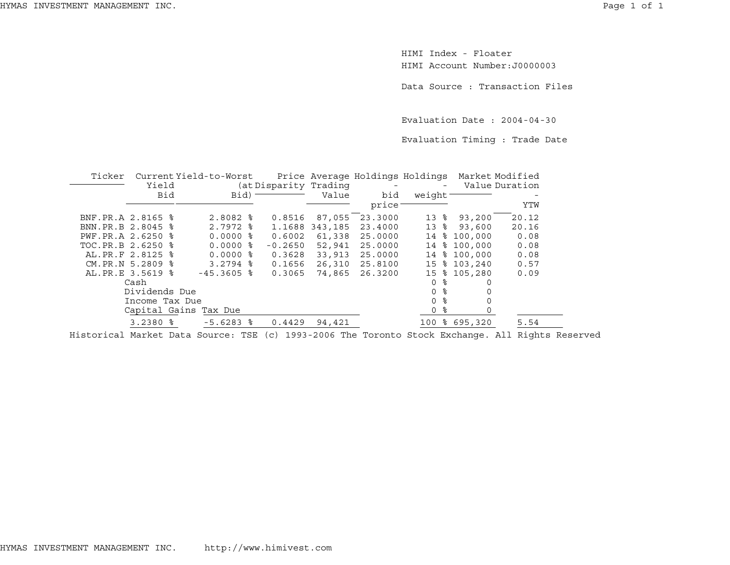HIMI Index - Floater
HIMI Account Number:J0000003

Data Source : Transaction Files

Evaluation Date : 2004-04-30

Evaluation Timing : Trade Date

| Ticker | Current Yield Bid | Yield-to-Worst (at Bid) | Price Disparity | Average Trading Value | Holdings - bid price | Holdings - weight | Market Value | Modified Duration - YTW |
|---|---|---|---|---|---|---|---|---|
| BNF.PR.A | 2.8165 % | 2.8082 % | 0.8516 | 87,055 | 23.3000 | 13 % | 93,200 | 20.12 |
| BNN.PR.B | 2.8045 % | 2.7972 % | 1.1688 | 343,185 | 23.4000 | 13 % | 93,600 | 20.16 |
| PWF.PR.A | 2.6250 % | 0.0000 % | 0.6002 | 61,338 | 25.0000 | 14 % | 100,000 | 0.08 |
| TOC.PR.B | 2.6250 % | 0.0000 % | -0.2650 | 52,941 | 25.0000 | 14 % | 100,000 | 0.08 |
| AL.PR.F | 2.8125 % | 0.0000 % | 0.3628 | 33,913 | 25.0000 | 14 % | 100,000 | 0.08 |
| CM.PR.N | 5.2809 % | 3.2794 % | 0.1656 | 26,310 | 25.8100 | 15 % | 103,240 | 0.57 |
| AL.PR.E | 3.5619 % | -45.3605 % | 0.3065 | 74,865 | 26.3200 | 15 % | 105,280 | 0.09 |
| Cash | | | | | | 0 % | 0 | |
| Dividends Due | | | | | | 0 % | 0 | |
| Income Tax Due | | | | | | 0 % | 0 | |
| Capital Gains Tax Due | | | | | | 0 % | 0 | |
| | 3.2380 % | -5.6283 % | 0.4429 | 94,421 | | 100 % | 695,320 | 5.54 |

Historical Market Data Source: TSE (c) 1993-2006 The Toronto Stock Exchange. All Rights Reserved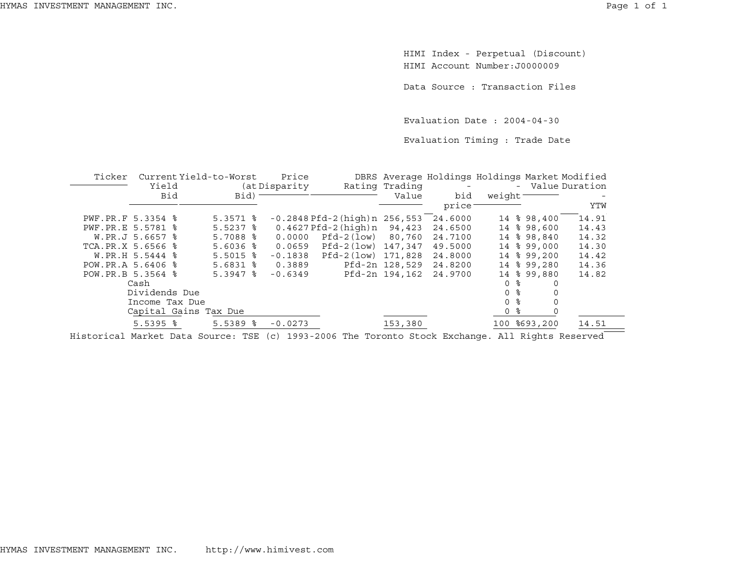HIMI Index - Perpetual (Discount)
HIMI Account Number:J0000009

Data Source : Transaction Files

Evaluation Date : 2004-04-30

Evaluation Timing : Trade Date

| Ticker | Current Yield Bid | Yield-to-Worst (at Bid) | Price Disparity | DBRS Rating | Average Trading Value | Holdings - bid price | Holdings - weight | Market Value | Modified Duration - YTW |
|---|---|---|---|---|---|---|---|---|---|
| PWF.PR.F | 5.3354 % | 5.3571 % | -0.2848 | Pfd-2(high)n | 256,553 | 24.6000 | 14 % | 98,400 | 14.91 |
| PWF.PR.E | 5.5781 % | 5.5237 % | 0.4627 | Pfd-2(high)n | 94,423 | 24.6500 | 14 % | 98,600 | 14.43 |
| W.PR.J | 5.6657 % | 5.7088 % | 0.0000 | Pfd-2(low) | 80,760 | 24.7100 | 14 % | 98,840 | 14.32 |
| TCA.PR.X | 5.6566 % | 5.6036 % | 0.0659 | Pfd-2(low) | 147,347 | 49.5000 | 14 % | 99,000 | 14.30 |
| W.PR.H | 5.5444 % | 5.5015 % | -0.1838 | Pfd-2(low) | 171,828 | 24.8000 | 14 % | 99,200 | 14.42 |
| POW.PR.A | 5.6406 % | 5.6831 % | 0.3889 | Pfd-2n | 128,529 | 24.8200 | 14 % | 99,280 | 14.36 |
| POW.PR.B | 5.3564 % | 5.3947 % | -0.6349 | Pfd-2n | 194,162 | 24.9700 | 14 % | 99,880 | 14.82 |
| Cash | | | | | | | 0 % | 0 | |
| Dividends Due | | | | | | | 0 % | 0 | |
| Income Tax Due | | | | | | | 0 % | 0 | |
| Capital Gains Tax Due | | | | | | | 0 % | 0 | |
| | 5.5395 % | 5.5389 % | -0.0273 | | 153,380 | | 100 % | 693,200 | 14.51 |

Historical Market Data Source: TSE (c) 1993-2006 The Toronto Stock Exchange. All Rights Reserved

HYMAS INVESTMENT MANAGEMENT INC. http://www.himivest.com